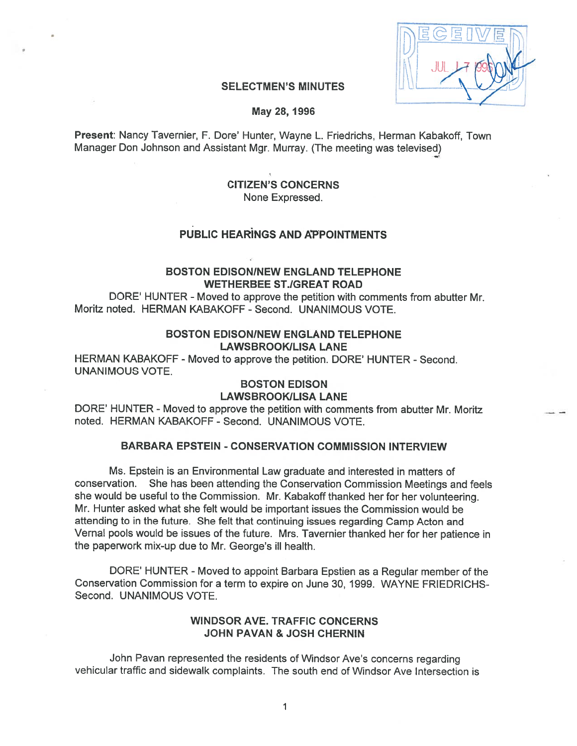# SELECTMEN'S MINUTES

**May 28, 1996**

**Present**: Nancy Tavernier, F. Dore' Hunter, Wayne L. Friedrichs, Herman Kabakoff, Town Manager Don Johnson and Assistant Mgr. Murray. (The meeting was televised)

## CITIZEN'S CONCERNS

None Expressed.

## PUBLIC HEARINGS AND APPOINTMENTS

### BOSTON EDISON/NEW ENGLAND TELEPHONE WETHERBEE ST./GREAT ROAD

DORE' HUNTER - Moved to approve the petition with comments from abutter Mr. Moritz noted. HERMAN KABAKOFF - Second. UNANIMOUS VOTE.

### BOSTON EDISON/NEW ENGLAND TELEPHONE LAWSBROOK/LISA LANE

HERMAN KABAKOFF - Moved to approve the petition. DORE' HUNTER - Second. UNANIMOUS VOTE.

### BOSTON EDISON LAWSBROOK/LISA LANE

DORE' HUNTER - Moved to approve the petition with comments from abutter Mr. Moritz noted. HERMAN KABAKOFF - Second. UNANIMOUS VOTE.

### BARBARA EPSTEIN - CONSERVATION COMMISSION INTERVIEW

Ms. Epstein is an Environmental Law graduate and interested in matters of conservation. She has been attending the Conservation Commission Meetings and feels she would be useful to the Commission. Mr. Kabakoff thanked her for her volunteering. Mr. Hunter asked what she felt would be important issues the Commission would be attending to in the future. She felt that continuing issues regarding Camp Acton and Vernal pools would be issues of the future. Mrs. Tavernier thanked her for her patience in the paperwork mix-up due to Mr. George's ill health.

DORE' HUNTER - Moved to appoint Barbara Epstien as a Regular member of the Conservation Commission for a term to expire on June 30, 1999. WAYNE FRIEDRICHS- Second. UNANIMOUS VOTE.

### WINDSOR AVE. TRAFFIC CONCERNS JOHN PAVAN & JOSH CHERNIN

John Pavan represented the residents of Windsor Ave's concerns regarding vehicular traffic and sidewalk complaints. The south end of Windsor Ave Intersection is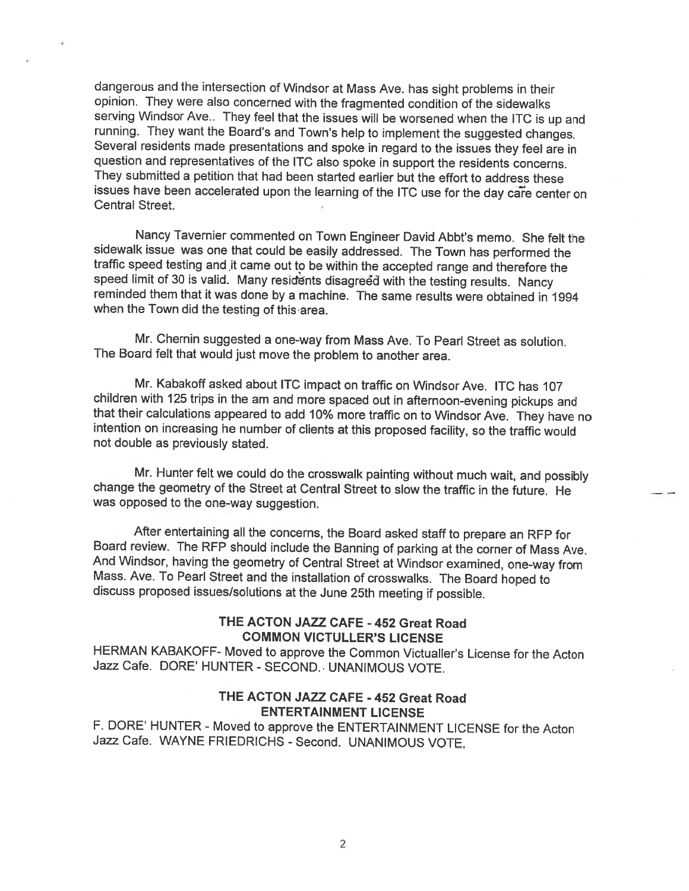dangerous and the intersection of Windsor at Mass Ave. has sight problems in their opinion. They were also concerned with the fragmented condition of the sidewalks serving Windsor Ave.. They feel that the issues will be worsened when the ITC is up and running. They want the Board's and Town's help to implement the suggested changes. Several residents made presentations and spoke in regard to the issues they feel are in question and representatives of the ITC also spoke in support the residents concerns. They submitted a petition that had been started earlier but the effort to address these issues have been accelerated upon the learning of the ITC use for the day care center on Central Street.

Nancy Tavernier commented on Town Engineer David Abbt's memo. She felt the sidewalk issue was one that could be easily addressed. The Town has performed the traffic speed testing and it came out to be within the accepted range and therefore the speed limit of 30 is valid. Many residents disagreed with the testing results. Nancy reminded them that it was done by a machine. The same results were obtained in 1994 when the Town did the testing of this area.

Mr. Chernin suggested a one-way from Mass Ave. To Pearl Street as solution. The Board felt that would just move the problem to another area.

Mr. Kabakoff asked about ITC impact on traffic on Windsor Ave. ITC has 107 children with 125 trips in the am and more spaced out in afternoon-evening pickups and that their calculations appeared to add 10% more traffic on to Windsor Ave. They have no intention on increasing he number of clients at this proposed facility, so the traffic would not double as previously stated.

Mr. Hunter felt we could do the crosswalk painting without much wait, and possibly change the geometry of the Street at Central Street to slow the traffic in the future. He was opposed to the one-way suggestion.

After entertaining all the concerns, the Board asked staff to prepare an RFP for Board review. The RFP should include the Banning of parking at the corner of Mass Ave. And Windsor, having the geometry of Central Street at Windsor examined, one-way from Mass. Ave. To Pearl Street and the installation of crosswalks. The Board hoped to discuss proposed issues/solutions at the June 25th meeting if possible.

**THE ACTON JAZZ CAFE - 452 Great Road**
**COMMON VICTULLER'S LICENSE**

HERMAN KABAKOFF- Moved to approve the Common Victualler's License for the Acton Jazz Cafe. DORE' HUNTER - SECOND. UNANIMOUS VOTE.

**THE ACTON JAZZ CAFE - 452 Great Road**
**ENTERTAINMENT LICENSE**

F. DORE' HUNTER - Moved to approve the ENTERTAINMENT LICENSE for the Acton Jazz Cafe. WAYNE FRIEDRICHS - Second. UNANIMOUS VOTE.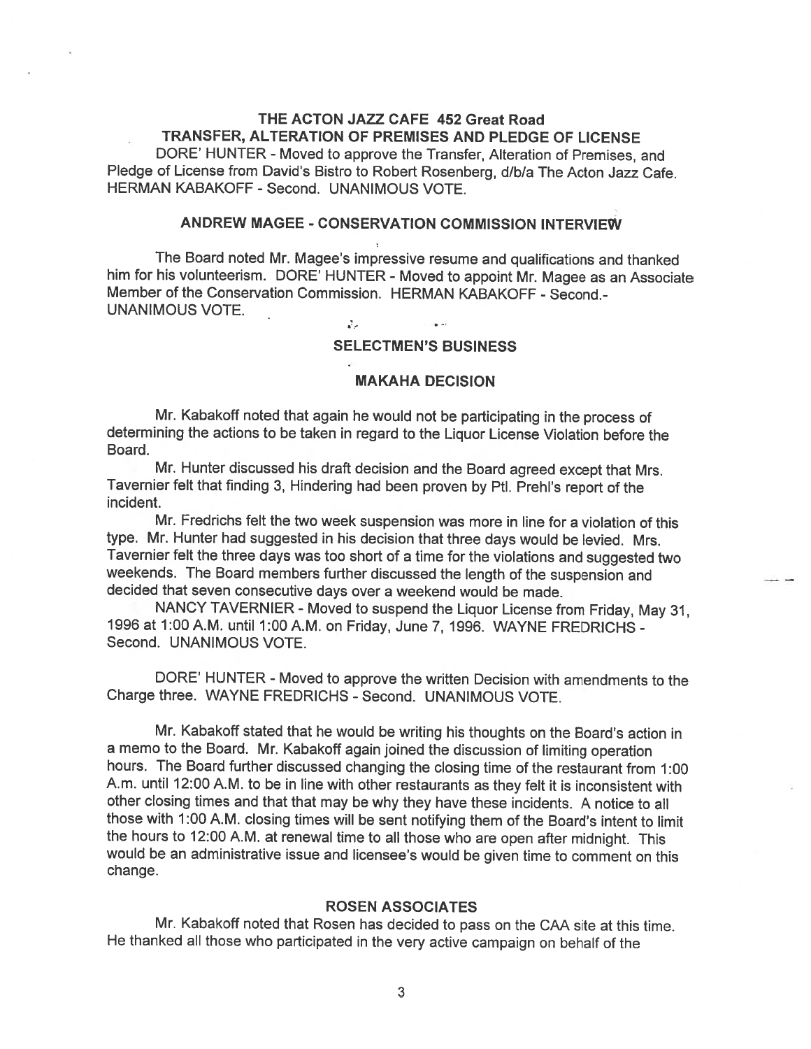## THE ACTON JAZZ CAFE 452 Great Road
## TRANSFER, ALTERATION OF PREMISES AND PLEDGE OF LICENSE

DORE' HUNTER - Moved to approve the Transfer, Alteration of Premises, and Pledge of License from David's Bistro to Robert Rosenberg, d/b/a The Acton Jazz Cafe. HERMAN KABAKOFF - Second. UNANIMOUS VOTE.

## ANDREW MAGEE - CONSERVATION COMMISSION INTERVIEW

The Board noted Mr. Magee's impressive resume and qualifications and thanked him for his volunteerism. DORE' HUNTER - Moved to appoint Mr. Magee as an Associate Member of the Conservation Commission. HERMAN KABAKOFF - Second.- UNANIMOUS VOTE.

## SELECTMEN'S BUSINESS

## MAKAHA DECISION

Mr. Kabakoff noted that again he would not be participating in the process of determining the actions to be taken in regard to the Liquor License Violation before the Board.

Mr. Hunter discussed his draft decision and the Board agreed except that Mrs. Tavernier felt that finding 3, Hindering had been proven by Ptl. Prehl's report of the incident.

Mr. Fredrichs felt the two week suspension was more in line for a violation of this type. Mr. Hunter had suggested in his decision that three days would be levied. Mrs. Tavernier felt the three days was too short of a time for the violations and suggested two weekends. The Board members further discussed the length of the suspension and decided that seven consecutive days over a weekend would be made.

NANCY TAVERNIER - Moved to suspend the Liquor License from Friday, May 31, 1996 at 1:00 A.M. until 1:00 A.M. on Friday, June 7, 1996. WAYNE FREDRICHS - Second. UNANIMOUS VOTE.

DORE' HUNTER - Moved to approve the written Decision with amendments to the Charge three. WAYNE FREDRICHS - Second. UNANIMOUS VOTE.

Mr. Kabakoff stated that he would be writing his thoughts on the Board's action in a memo to the Board. Mr. Kabakoff again joined the discussion of limiting operation hours. The Board further discussed changing the closing time of the restaurant from 1:00 A.m. until 12:00 A.M. to be in line with other restaurants as they felt it is inconsistent with other closing times and that that may be why they have these incidents. A notice to all those with 1:00 A.M. closing times will be sent notifying them of the Board's intent to limit the hours to 12:00 A.M. at renewal time to all those who are open after midnight. This would be an administrative issue and licensee's would be given time to comment on this change.

## ROSEN ASSOCIATES

Mr. Kabakoff noted that Rosen has decided to pass on the CAA site at this time. He thanked all those who participated in the very active campaign on behalf of the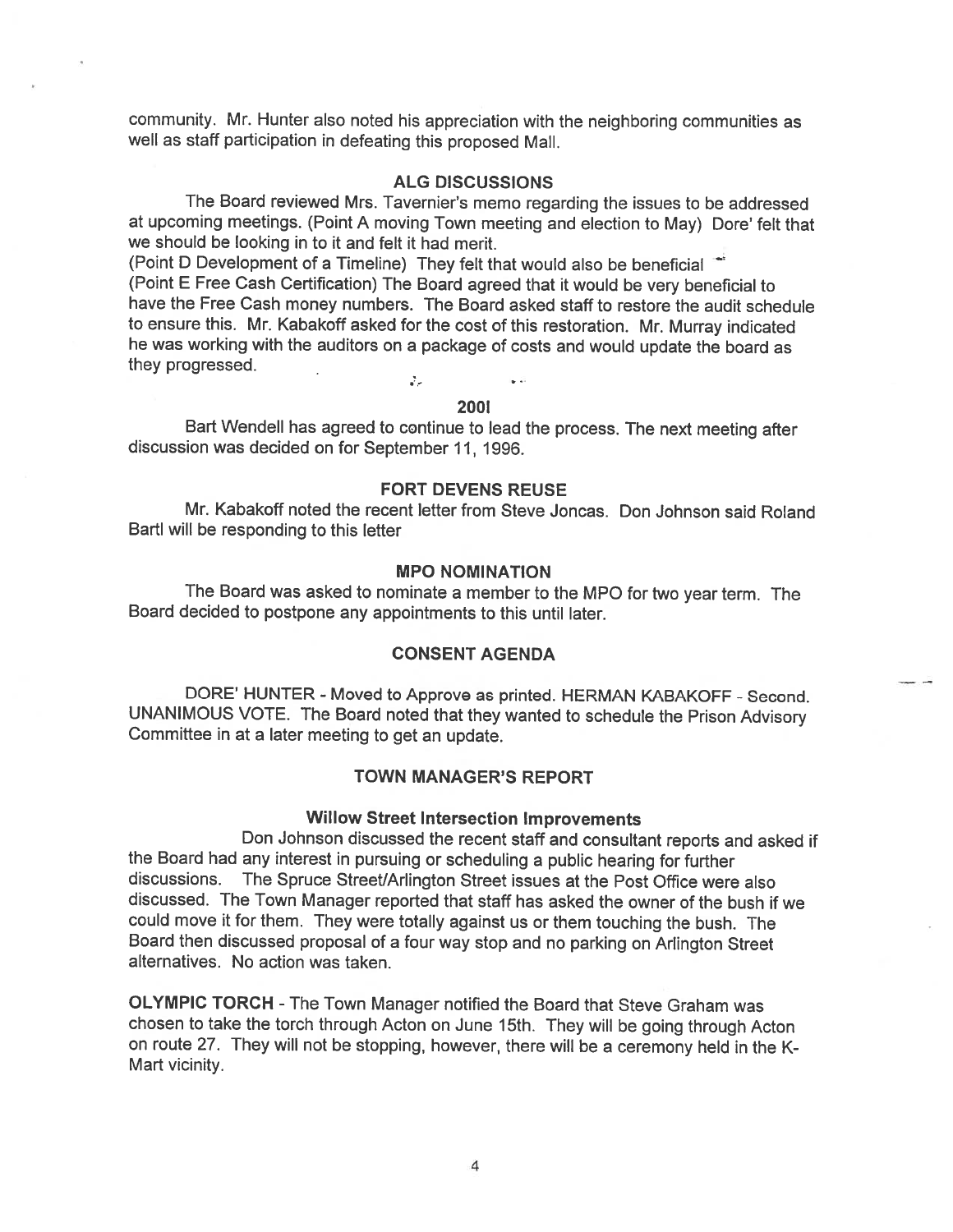community. Mr. Hunter also noted his appreciation with the neighboring communities as well as staff participation in defeating this proposed Mall.

## ALG DISCUSSIONS

The Board reviewed Mrs. Tavernier's memo regarding the issues to be addressed at upcoming meetings. (Point A moving Town meeting and election to May) Dore' felt that we should be looking in to it and felt it had merit.
(Point D Development of a Timeline) They felt that would also be beneficial
(Point E Free Cash Certification) The Board agreed that it would be very beneficial to have the Free Cash money numbers. The Board asked staff to restore the audit schedule to ensure this. Mr. Kabakoff asked for the cost of this restoration. Mr. Murray indicated he was working with the auditors on a package of costs and would update the board as they progressed.

## 2001

Bart Wendell has agreed to continue to lead the process. The next meeting after discussion was decided on for September 11, 1996.

## FORT DEVENS REUSE

Mr. Kabakoff noted the recent letter from Steve Joncas. Don Johnson said Roland Bartl will be responding to this letter

## MPO NOMINATION

The Board was asked to nominate a member to the MPO for two year term. The Board decided to postpone any appointments to this until later.

## CONSENT AGENDA

DORE' HUNTER - Moved to Approve as printed. HERMAN KABAKOFF - Second. UNANIMOUS VOTE. The Board noted that they wanted to schedule the Prison Advisory Committee in at a later meeting to get an update.

## TOWN MANAGER'S REPORT

### Willow Street Intersection Improvements

Don Johnson discussed the recent staff and consultant reports and asked if the Board had any interest in pursuing or scheduling a public hearing for further discussions. The Spruce Street/Arlington Street issues at the Post Office were also discussed. The Town Manager reported that staff has asked the owner of the bush if we could move it for them. They were totally against us or them touching the bush. The Board then discussed proposal of a four way stop and no parking on Arlington Street alternatives. No action was taken.

**OLYMPIC TORCH** - The Town Manager notified the Board that Steve Graham was chosen to take the torch through Acton on June 15th. They will be going through Acton on route 27. They will not be stopping, however, there will be a ceremony held in the K-Mart vicinity.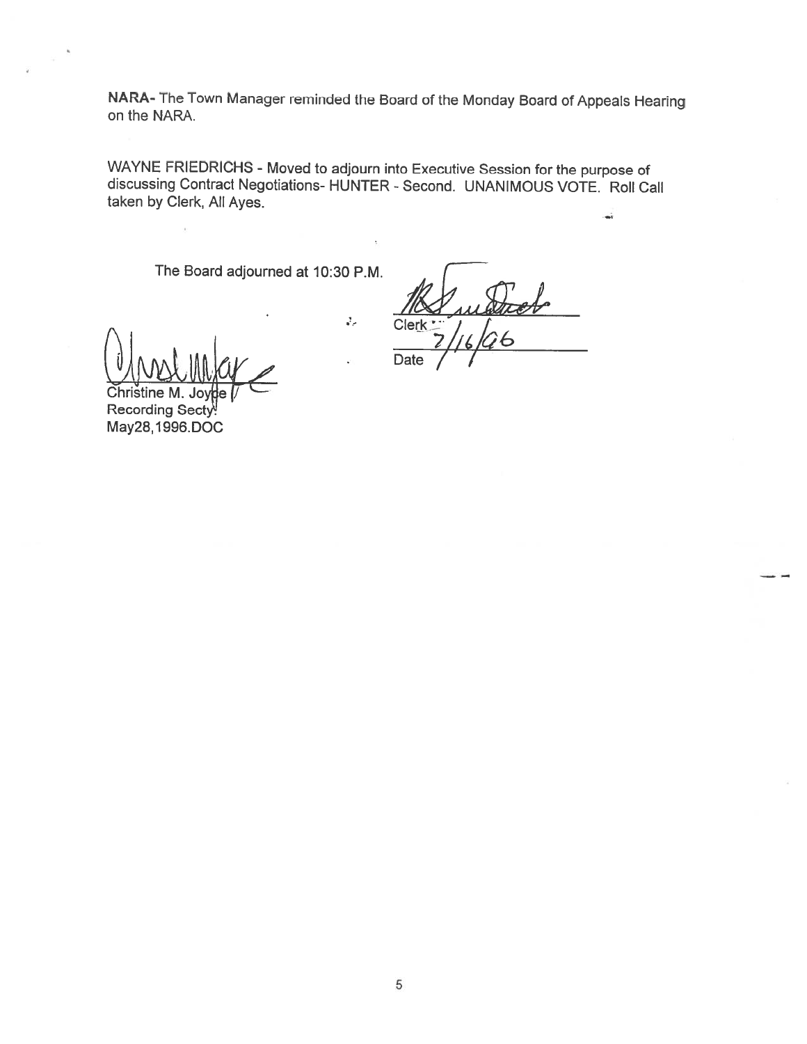**NARA-** The Town Manager reminded the Board of the Monday Board of Appeals Hearing on the NARA.

WAYNE FRIEDRICHS - Moved to adjourn into Executive Session for the purpose of discussing Contract Negotiations- HUNTER - Second. UNANIMOUS VOTE. Roll Call taken by Clerk, All Ayes.

The Board adjourned at 10:30 P.M.

Clerk

Date 7/16/96

Christine M. Joyce
Recording Secty.
May28,1996.DOC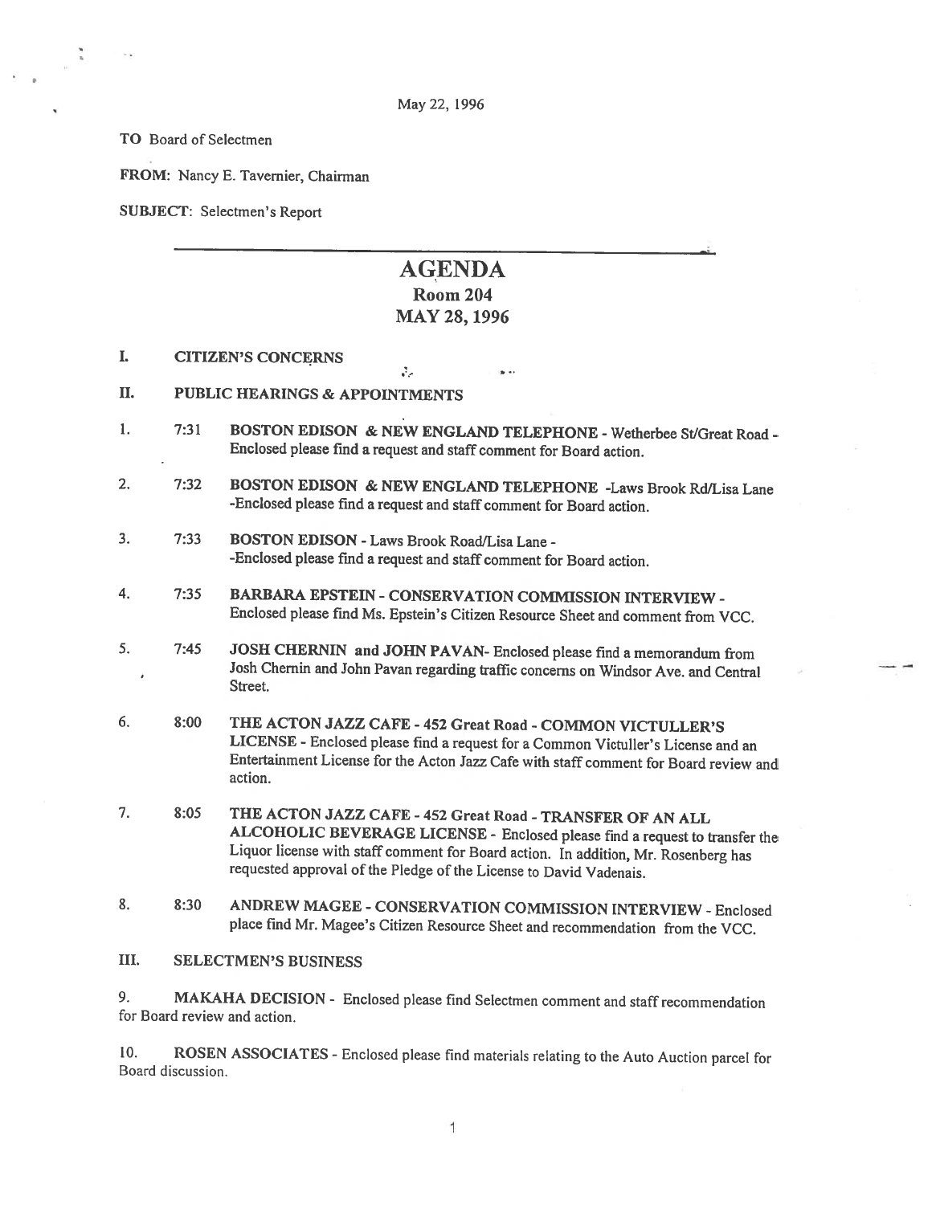May 22, 1996

**TO** Board of Selectmen

**FROM:** Nancy E. Tavernier, Chairman

**SUBJECT:** Selectmen's Report

---

# AGENDA
## Room 204
## MAY 28, 1996

**I. CITIZEN'S CONCERNS**

**II. PUBLIC HEARINGS & APPOINTMENTS**

1. 7:31 **BOSTON EDISON & NEW ENGLAND TELEPHONE** - Wetherbee St/Great Road - Enclosed please find a request and staff comment for Board action.

2. 7:32 **BOSTON EDISON & NEW ENGLAND TELEPHONE** -Laws Brook Rd/Lisa Lane -Enclosed please find a request and staff comment for Board action.

3. 7:33 **BOSTON EDISON** - Laws Brook Road/Lisa Lane - -Enclosed please find a request and staff comment for Board action.

4. 7:35 **BARBARA EPSTEIN - CONSERVATION COMMISSION INTERVIEW** - Enclosed please find Ms. Epstein's Citizen Resource Sheet and comment from VCC.

5. 7:45 **JOSH CHERNIN and JOHN PAVAN**- Enclosed please find a memorandum from Josh Chernin and John Pavan regarding traffic concerns on Windsor Ave. and Central Street.

6. 8:00 **THE ACTON JAZZ CAFE - 452 Great Road - COMMON VICTULLER'S LICENSE** - Enclosed please find a request for a Common Victuller's License and an Entertainment License for the Acton Jazz Cafe with staff comment for Board review and action.

7. 8:05 **THE ACTON JAZZ CAFE - 452 Great Road - TRANSFER OF AN ALL ALCOHOLIC BEVERAGE LICENSE** - Enclosed please find a request to transfer the Liquor license with staff comment for Board action. In addition, Mr. Rosenberg has requested approval of the Pledge of the License to David Vadenais.

8. 8:30 **ANDREW MAGEE - CONSERVATION COMMISSION INTERVIEW** - Enclosed place find Mr. Magee's Citizen Resource Sheet and recommendation from the VCC.

**III. SELECTMEN'S BUSINESS**

9. **MAKAHA DECISION** - Enclosed please find Selectmen comment and staff recommendation for Board review and action.

10. **ROSEN ASSOCIATES** - Enclosed please find materials relating to the Auto Auction parcel for Board discussion.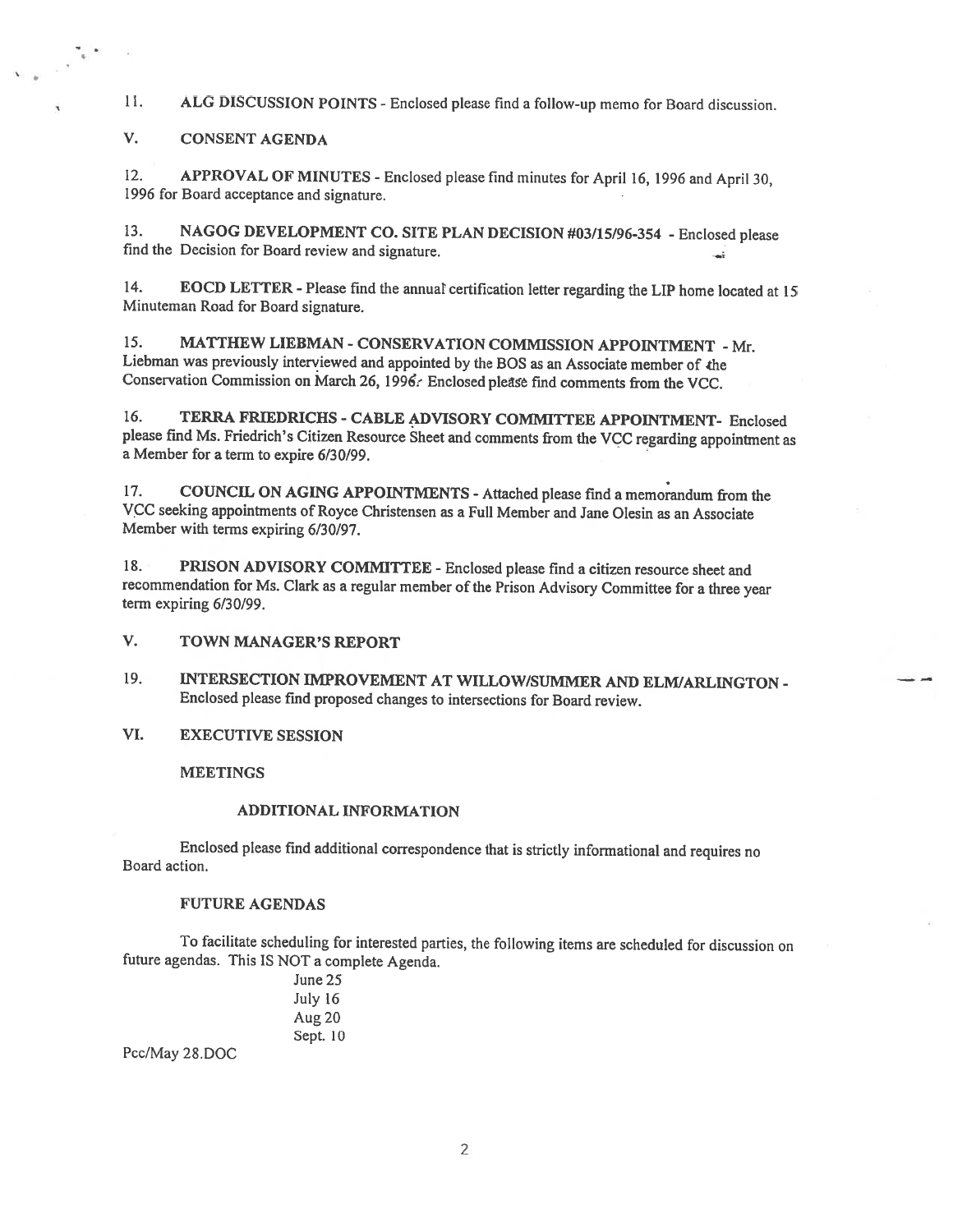11. **ALG DISCUSSION POINTS** - Enclosed please find a follow-up memo for Board discussion.

**V. CONSENT AGENDA**

12. **APPROVAL OF MINUTES** - Enclosed please find minutes for April 16, 1996 and April 30, 1996 for Board acceptance and signature.

13. **NAGOG DEVELOPMENT CO. SITE PLAN DECISION #03/15/96-354** - Enclosed please find the Decision for Board review and signature.

14. **EOCD LETTER** - Please find the annual certification letter regarding the LIP home located at 15 Minuteman Road for Board signature.

15. **MATTHEW LIEBMAN - CONSERVATION COMMISSION APPOINTMENT** - Mr. Liebman was previously interviewed and appointed by the BOS as an Associate member of the Conservation Commission on March 26, 1996. Enclosed please find comments from the VCC.

16. **TERRA FRIEDRICHS - CABLE ADVISORY COMMITTEE APPOINTMENT**- Enclosed please find Ms. Friedrich's Citizen Resource Sheet and comments from the VCC regarding appointment as a Member for a term to expire 6/30/99.

17. **COUNCIL ON AGING APPOINTMENTS** - Attached please find a memorandum from the VCC seeking appointments of Royce Christensen as a Full Member and Jane Olesin as an Associate Member with terms expiring 6/30/97.

18. **PRISON ADVISORY COMMITTEE** - Enclosed please find a citizen resource sheet and recommendation for Ms. Clark as a regular member of the Prison Advisory Committee for a three year term expiring 6/30/99.

**V. TOWN MANAGER'S REPORT**

19. **INTERSECTION IMPROVEMENT AT WILLOW/SUMMER AND ELM/ARLINGTON** - Enclosed please find proposed changes to intersections for Board review.

**VI. EXECUTIVE SESSION**

**MEETINGS**

**ADDITIONAL INFORMATION**

Enclosed please find additional correspondence that is strictly informational and requires no Board action.

**FUTURE AGENDAS**

To facilitate scheduling for interested parties, the following items are scheduled for discussion on future agendas. This IS NOT a complete Agenda.

June 25
July 16
Aug 20
Sept. 10

Pcc/May 28.DOC